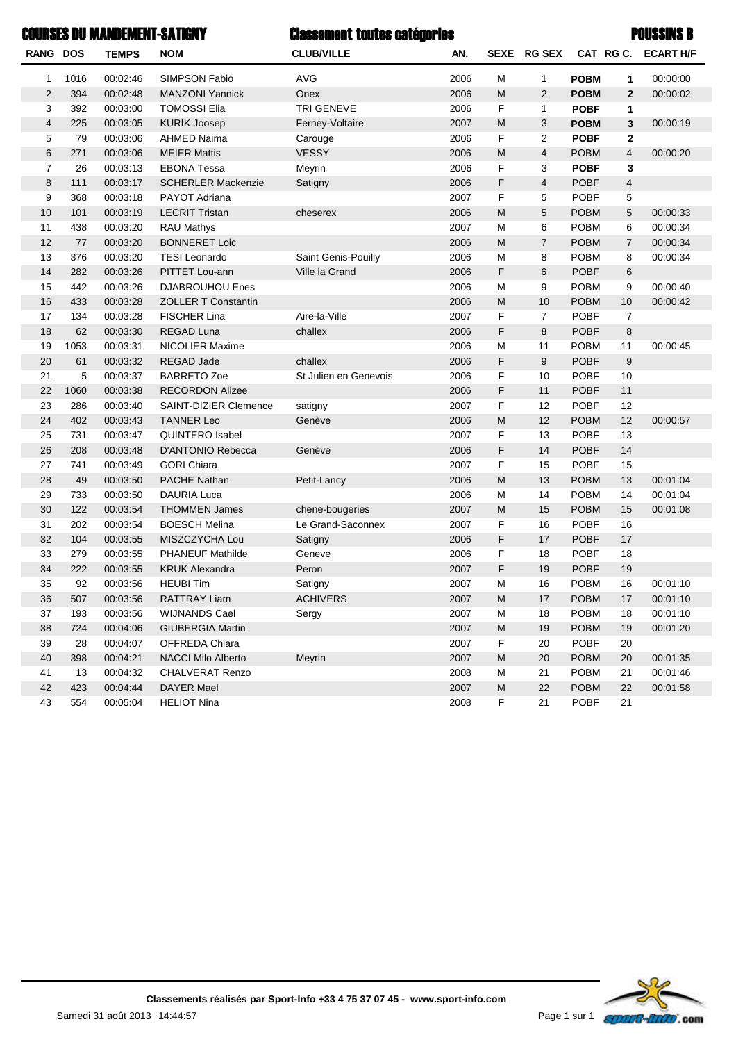# COURSES DU MANDEMENT-SATIGNY

## Classement toutes catégories

## POUSSINS B

| RANG | DOS | TEMPS | NOM | CLUB/VILLE | AN. | SEXE | RG SEX | CAT | RG C. | ECART H/F |
|---|---|---|---|---|---|---|---|---|---|---|
| 1 | 1016 | 00:02:46 | SIMPSON Fabio | AVG | 2006 | M | 1 | **POBM** | **1** | 00:00:00 |
| 2 | 394 | 00:02:48 | MANZONI Yannick | Onex | 2006 | M | 2 | **POBM** | **2** | 00:00:02 |
| 3 | 392 | 00:03:00 | TOMOSSI Elia | TRI GENEVE | 2006 | F | 1 | **POBF** | **1** | |
| 4 | 225 | 00:03:05 | KURIK Joosep | Ferney-Voltaire | 2007 | M | 3 | **POBM** | **3** | 00:00:19 |
| 5 | 79 | 00:03:06 | AHMED Naima | Carouge | 2006 | F | 2 | **POBF** | **2** | |
| 6 | 271 | 00:03:06 | MEIER Mattis | VESSY | 2006 | M | 4 | POBM | 4 | 00:00:20 |
| 7 | 26 | 00:03:13 | EBONA Tessa | Meyrin | 2006 | F | 3 | **POBF** | **3** | |
| 8 | 111 | 00:03:17 | SCHERLER Mackenzie | Satigny | 2006 | F | 4 | POBF | 4 | |
| 9 | 368 | 00:03:18 | PAYOT Adriana | | 2007 | F | 5 | POBF | 5 | |
| 10 | 101 | 00:03:19 | LECRIT Tristan | cheserex | 2006 | M | 5 | POBM | 5 | 00:00:33 |
| 11 | 438 | 00:03:20 | RAU Mathys | | 2007 | M | 6 | POBM | 6 | 00:00:34 |
| 12 | 77 | 00:03:20 | BONNERET Loic | | 2006 | M | 7 | POBM | 7 | 00:00:34 |
| 13 | 376 | 00:03:20 | TESI Leonardo | Saint Genis-Pouilly | 2006 | M | 8 | POBM | 8 | 00:00:34 |
| 14 | 282 | 00:03:26 | PITTET Lou-ann | Ville la Grand | 2006 | F | 6 | POBF | 6 | |
| 15 | 442 | 00:03:26 | DJABROUHOU Enes | | 2006 | M | 9 | POBM | 9 | 00:00:40 |
| 16 | 433 | 00:03:28 | ZOLLER T Constantin | | 2006 | M | 10 | POBM | 10 | 00:00:42 |
| 17 | 134 | 00:03:28 | FISCHER Lina | Aire-la-Ville | 2007 | F | 7 | POBF | 7 | |
| 18 | 62 | 00:03:30 | REGAD Luna | challex | 2006 | F | 8 | POBF | 8 | |
| 19 | 1053 | 00:03:31 | NICOLIER Maxime | | 2006 | M | 11 | POBM | 11 | 00:00:45 |
| 20 | 61 | 00:03:32 | REGAD Jade | challex | 2006 | F | 9 | POBF | 9 | |
| 21 | 5 | 00:03:37 | BARRETO Zoe | St Julien en Genevois | 2006 | F | 10 | POBF | 10 | |
| 22 | 1060 | 00:03:38 | RECORDON Alizee | | 2006 | F | 11 | POBF | 11 | |
| 23 | 286 | 00:03:40 | SAINT-DIZIER Clemence | satigny | 2007 | F | 12 | POBF | 12 | |
| 24 | 402 | 00:03:43 | TANNER Leo | Genève | 2006 | M | 12 | POBM | 12 | 00:00:57 |
| 25 | 731 | 00:03:47 | QUINTERO Isabel | | 2007 | F | 13 | POBF | 13 | |
| 26 | 208 | 00:03:48 | D'ANTONIO Rebecca | Genève | 2006 | F | 14 | POBF | 14 | |
| 27 | 741 | 00:03:49 | GORI Chiara | | 2007 | F | 15 | POBF | 15 | |
| 28 | 49 | 00:03:50 | PACHE Nathan | Petit-Lancy | 2006 | M | 13 | POBM | 13 | 00:01:04 |
| 29 | 733 | 00:03:50 | DAURIA Luca | | 2006 | M | 14 | POBM | 14 | 00:01:04 |
| 30 | 122 | 00:03:54 | THOMMEN James | chene-bougeries | 2007 | M | 15 | POBM | 15 | 00:01:08 |
| 31 | 202 | 00:03:54 | BOESCH Melina | Le Grand-Saconnex | 2007 | F | 16 | POBF | 16 | |
| 32 | 104 | 00:03:55 | MISZCZYCHA Lou | Satigny | 2006 | F | 17 | POBF | 17 | |
| 33 | 279 | 00:03:55 | PHANEUF Mathilde | Geneve | 2006 | F | 18 | POBF | 18 | |
| 34 | 222 | 00:03:55 | KRUK Alexandra | Peron | 2007 | F | 19 | POBF | 19 | |
| 35 | 92 | 00:03:56 | HEUBI Tim | Satigny | 2007 | M | 16 | POBM | 16 | 00:01:10 |
| 36 | 507 | 00:03:56 | RATTRAY Liam | ACHIVERS | 2007 | M | 17 | POBM | 17 | 00:01:10 |
| 37 | 193 | 00:03:56 | WIJNANDS Cael | Sergy | 2007 | M | 18 | POBM | 18 | 00:01:10 |
| 38 | 724 | 00:04:06 | GIUBERGIA Martin | | 2007 | M | 19 | POBM | 19 | 00:01:20 |
| 39 | 28 | 00:04:07 | OFFREDA Chiara | | 2007 | F | 20 | POBF | 20 | |
| 40 | 398 | 00:04:21 | NACCI Milo Alberto | Meyrin | 2007 | M | 20 | POBM | 20 | 00:01:35 |
| 41 | 13 | 00:04:32 | CHALVERAT Renzo | | 2008 | M | 21 | POBM | 21 | 00:01:46 |
| 42 | 423 | 00:04:44 | DAYER Mael | | 2007 | M | 22 | POBM | 22 | 00:01:58 |
| 43 | 554 | 00:05:04 | HELIOT Nina | | 2008 | F | 21 | POBF | 21 | |

**Classements réalisés par Sport-Info +33 4 75 37 07 45 - www.sport-info.com**

Samedi 31 août 2013 14:44:57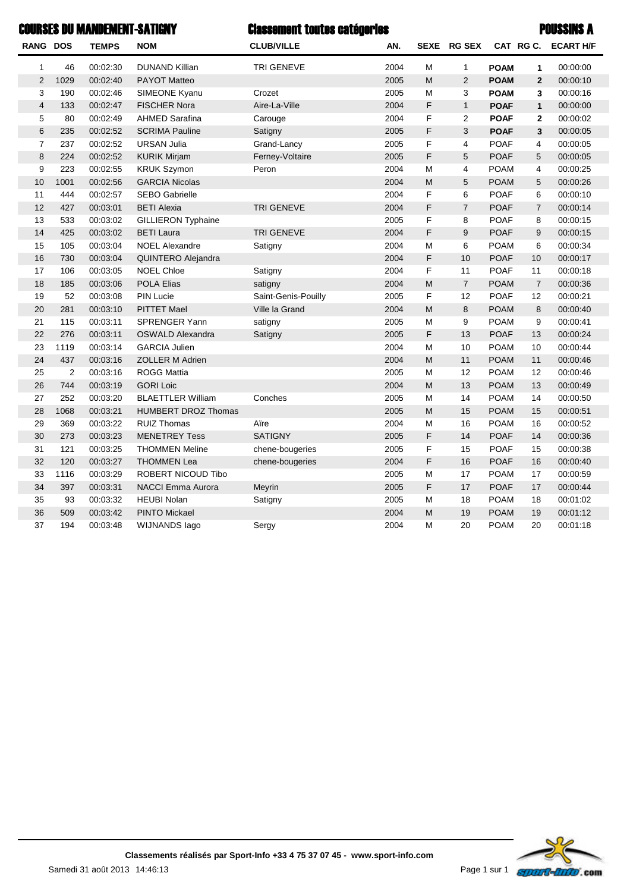# COURSES DU MANDEMENT-SATIGNY

## Classement toutes catégories

## POUSSINS A

| RANG | DOS | TEMPS | NOM | CLUB/VILLE | AN. | SEXE | RG SEX | CAT | RG C. | ECART H/F |
|---|---|---|---|---|---|---|---|---|---|---|
| 1 | 46 | 00:02:30 | DUNAND Killian | TRI GENEVE | 2004 | M | 1 | **POAM** | **1** | 00:00:00 |
| 2 | 1029 | 00:02:40 | PAYOT Matteo | | 2005 | M | 2 | **POAM** | **2** | 00:00:10 |
| 3 | 190 | 00:02:46 | SIMEONE Kyanu | Crozet | 2005 | M | 3 | **POAM** | **3** | 00:00:16 |
| 4 | 133 | 00:02:47 | FISCHER Nora | Aire-La-Ville | 2004 | F | 1 | **POAF** | **1** | 00:00:00 |
| 5 | 80 | 00:02:49 | AHMED Sarafina | Carouge | 2004 | F | 2 | **POAF** | **2** | 00:00:02 |
| 6 | 235 | 00:02:52 | SCRIMA Pauline | Satigny | 2005 | F | 3 | **POAF** | **3** | 00:00:05 |
| 7 | 237 | 00:02:52 | URSAN Julia | Grand-Lancy | 2005 | F | 4 | POAF | 4 | 00:00:05 |
| 8 | 224 | 00:02:52 | KURIK Mirjam | Ferney-Voltaire | 2005 | F | 5 | POAF | 5 | 00:00:05 |
| 9 | 223 | 00:02:55 | KRUK Szymon | Peron | 2004 | M | 4 | POAM | 4 | 00:00:25 |
| 10 | 1001 | 00:02:56 | GARCIA Nicolas | | 2004 | M | 5 | POAM | 5 | 00:00:26 |
| 11 | 444 | 00:02:57 | SEBO Gabrielle | | 2004 | F | 6 | POAF | 6 | 00:00:10 |
| 12 | 427 | 00:03:01 | BETI Alexia | TRI GENEVE | 2004 | F | 7 | POAF | 7 | 00:00:14 |
| 13 | 533 | 00:03:02 | GILLIERON Typhaine | | 2005 | F | 8 | POAF | 8 | 00:00:15 |
| 14 | 425 | 00:03:02 | BETI Laura | TRI GENEVE | 2004 | F | 9 | POAF | 9 | 00:00:15 |
| 15 | 105 | 00:03:04 | NOEL Alexandre | Satigny | 2004 | M | 6 | POAM | 6 | 00:00:34 |
| 16 | 730 | 00:03:04 | QUINTERO Alejandra | | 2004 | F | 10 | POAF | 10 | 00:00:17 |
| 17 | 106 | 00:03:05 | NOEL Chloe | Satigny | 2004 | F | 11 | POAF | 11 | 00:00:18 |
| 18 | 185 | 00:03:06 | POLA Elias | satigny | 2004 | M | 7 | POAM | 7 | 00:00:36 |
| 19 | 52 | 00:03:08 | PIN Lucie | Saint-Genis-Pouilly | 2005 | F | 12 | POAF | 12 | 00:00:21 |
| 20 | 281 | 00:03:10 | PITTET Mael | Ville la Grand | 2004 | M | 8 | POAM | 8 | 00:00:40 |
| 21 | 115 | 00:03:11 | SPRENGER Yann | satigny | 2005 | M | 9 | POAM | 9 | 00:00:41 |
| 22 | 276 | 00:03:11 | OSWALD Alexandra | Satigny | 2005 | F | 13 | POAF | 13 | 00:00:24 |
| 23 | 1119 | 00:03:14 | GARCIA Julien | | 2004 | M | 10 | POAM | 10 | 00:00:44 |
| 24 | 437 | 00:03:16 | ZOLLER M Adrien | | 2004 | M | 11 | POAM | 11 | 00:00:46 |
| 25 | 2 | 00:03:16 | ROGG Mattia | | 2005 | M | 12 | POAM | 12 | 00:00:46 |
| 26 | 744 | 00:03:19 | GORI Loic | | 2004 | M | 13 | POAM | 13 | 00:00:49 |
| 27 | 252 | 00:03:20 | BLAETTLER William | Conches | 2005 | M | 14 | POAM | 14 | 00:00:50 |
| 28 | 1068 | 00:03:21 | HUMBERT DROZ Thomas | | 2005 | M | 15 | POAM | 15 | 00:00:51 |
| 29 | 369 | 00:03:22 | RUIZ Thomas | Aïre | 2004 | M | 16 | POAM | 16 | 00:00:52 |
| 30 | 273 | 00:03:23 | MENETREY Tess | SATIGNY | 2005 | F | 14 | POAF | 14 | 00:00:36 |
| 31 | 121 | 00:03:25 | THOMMEN Meline | chene-bougeries | 2005 | F | 15 | POAF | 15 | 00:00:38 |
| 32 | 120 | 00:03:27 | THOMMEN Lea | chene-bougeries | 2004 | F | 16 | POAF | 16 | 00:00:40 |
| 33 | 1116 | 00:03:29 | ROBERT NICOUD Tibo | | 2005 | M | 17 | POAM | 17 | 00:00:59 |
| 34 | 397 | 00:03:31 | NACCI Emma Aurora | Meyrin | 2005 | F | 17 | POAF | 17 | 00:00:44 |
| 35 | 93 | 00:03:32 | HEUBI Nolan | Satigny | 2005 | M | 18 | POAM | 18 | 00:01:02 |
| 36 | 509 | 00:03:42 | PINTO Mickael | | 2004 | M | 19 | POAM | 19 | 00:01:12 |
| 37 | 194 | 00:03:48 | WIJNANDS Iago | Sergy | 2004 | M | 20 | POAM | 20 | 00:01:18 |

**Classements réalisés par Sport-Info +33 4 75 37 07 45 - www.sport-info.com**

Samedi 31 août 2013 14:46:13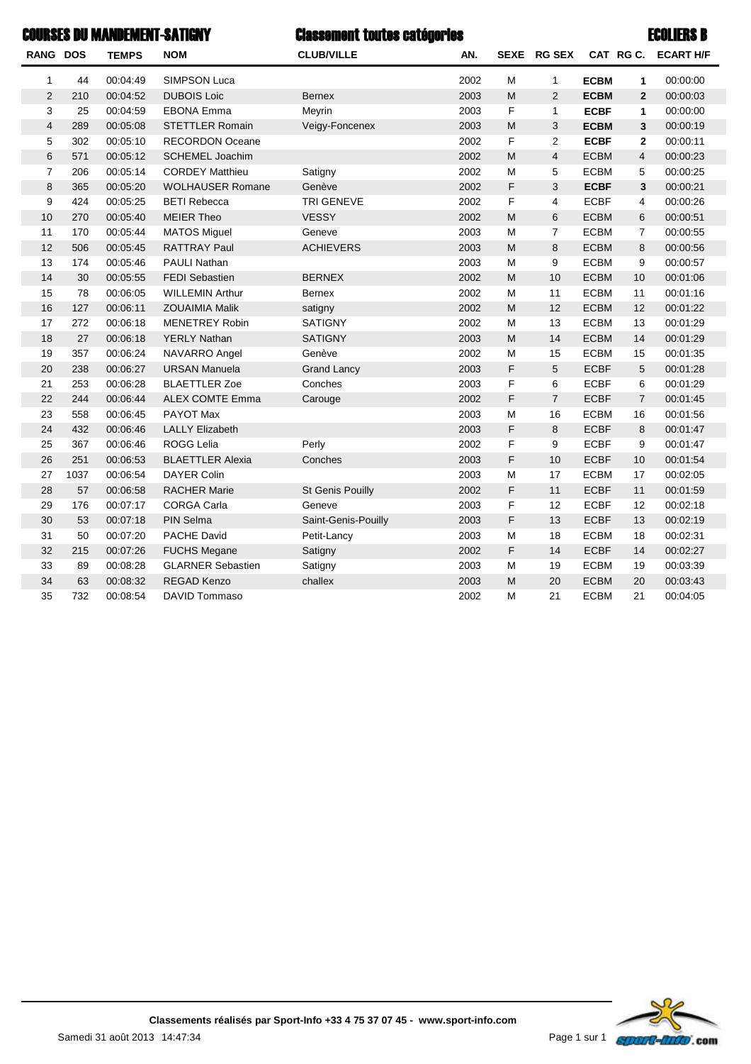# COURSES DU MANDEMENT-SATIGNY

## Classement toutes catégories

## ECOLIERS B

| RANG | DOS | TEMPS | NOM | CLUB/VILLE | AN. | SEXE | RG SEX | CAT | RG C. | ECART H/F |
|---|---|---|---|---|---|---|---|---|---|---|
| 1 | 44 | 00:04:49 | SIMPSON Luca | | 2002 | M | 1 | **ECBM** | **1** | 00:00:00 |
| 2 | 210 | 00:04:52 | DUBOIS Loic | Bernex | 2003 | M | 2 | **ECBM** | **2** | 00:00:03 |
| 3 | 25 | 00:04:59 | EBONA Emma | Meyrin | 2003 | F | 1 | **ECBF** | **1** | 00:00:00 |
| 4 | 289 | 00:05:08 | STETTLER Romain | Veigy-Foncenex | 2003 | M | 3 | **ECBM** | **3** | 00:00:19 |
| 5 | 302 | 00:05:10 | RECORDON Oceane | | 2002 | F | 2 | **ECBF** | **2** | 00:00:11 |
| 6 | 571 | 00:05:12 | SCHEMEL Joachim | | 2002 | M | 4 | ECBM | 4 | 00:00:23 |
| 7 | 206 | 00:05:14 | CORDEY Matthieu | Satigny | 2002 | M | 5 | ECBM | 5 | 00:00:25 |
| 8 | 365 | 00:05:20 | WOLHAUSER Romane | Genève | 2002 | F | 3 | **ECBF** | **3** | 00:00:21 |
| 9 | 424 | 00:05:25 | BETI Rebecca | TRI GENEVE | 2002 | F | 4 | ECBF | 4 | 00:00:26 |
| 10 | 270 | 00:05:40 | MEIER Theo | VESSY | 2002 | M | 6 | ECBM | 6 | 00:00:51 |
| 11 | 170 | 00:05:44 | MATOS Miguel | Geneve | 2003 | M | 7 | ECBM | 7 | 00:00:55 |
| 12 | 506 | 00:05:45 | RATTRAY Paul | ACHIEVERS | 2003 | M | 8 | ECBM | 8 | 00:00:56 |
| 13 | 174 | 00:05:46 | PAULI Nathan | | 2003 | M | 9 | ECBM | 9 | 00:00:57 |
| 14 | 30 | 00:05:55 | FEDI Sebastien | BERNEX | 2002 | M | 10 | ECBM | 10 | 00:01:06 |
| 15 | 78 | 00:06:05 | WILLEMIN Arthur | Bernex | 2002 | M | 11 | ECBM | 11 | 00:01:16 |
| 16 | 127 | 00:06:11 | ZOUAIMIA Malik | satigny | 2002 | M | 12 | ECBM | 12 | 00:01:22 |
| 17 | 272 | 00:06:18 | MENETREY Robin | SATIGNY | 2002 | M | 13 | ECBM | 13 | 00:01:29 |
| 18 | 27 | 00:06:18 | YERLY Nathan | SATIGNY | 2003 | M | 14 | ECBM | 14 | 00:01:29 |
| 19 | 357 | 00:06:24 | NAVARRO Angel | Genève | 2002 | M | 15 | ECBM | 15 | 00:01:35 |
| 20 | 238 | 00:06:27 | URSAN Manuela | Grand Lancy | 2003 | F | 5 | ECBF | 5 | 00:01:28 |
| 21 | 253 | 00:06:28 | BLAETTLER Zoe | Conches | 2003 | F | 6 | ECBF | 6 | 00:01:29 |
| 22 | 244 | 00:06:44 | ALEX COMTE Emma | Carouge | 2002 | F | 7 | ECBF | 7 | 00:01:45 |
| 23 | 558 | 00:06:45 | PAYOT Max | | 2003 | M | 16 | ECBM | 16 | 00:01:56 |
| 24 | 432 | 00:06:46 | LALLY Elizabeth | | 2003 | F | 8 | ECBF | 8 | 00:01:47 |
| 25 | 367 | 00:06:46 | ROGG Lelia | Perly | 2002 | F | 9 | ECBF | 9 | 00:01:47 |
| 26 | 251 | 00:06:53 | BLAETTLER Alexia | Conches | 2003 | F | 10 | ECBF | 10 | 00:01:54 |
| 27 | 1037 | 00:06:54 | DAYER Colin | | 2003 | M | 17 | ECBM | 17 | 00:02:05 |
| 28 | 57 | 00:06:58 | RACHER Marie | St Genis Pouilly | 2002 | F | 11 | ECBF | 11 | 00:01:59 |
| 29 | 176 | 00:07:17 | CORGA Carla | Geneve | 2003 | F | 12 | ECBF | 12 | 00:02:18 |
| 30 | 53 | 00:07:18 | PIN Selma | Saint-Genis-Pouilly | 2003 | F | 13 | ECBF | 13 | 00:02:19 |
| 31 | 50 | 00:07:20 | PACHE David | Petit-Lancy | 2003 | M | 18 | ECBM | 18 | 00:02:31 |
| 32 | 215 | 00:07:26 | FUCHS Megane | Satigny | 2002 | F | 14 | ECBF | 14 | 00:02:27 |
| 33 | 89 | 00:08:28 | GLARNER Sebastien | Satigny | 2003 | M | 19 | ECBM | 19 | 00:03:39 |
| 34 | 63 | 00:08:32 | REGAD Kenzo | challex | 2003 | M | 20 | ECBM | 20 | 00:03:43 |
| 35 | 732 | 00:08:54 | DAVID Tommaso | | 2002 | M | 21 | ECBM | 21 | 00:04:05 |

Classements réalisés par Sport-Info +33 4 75 37 07 45 - www.sport-info.com

Samedi 31 août 2013 14:47:34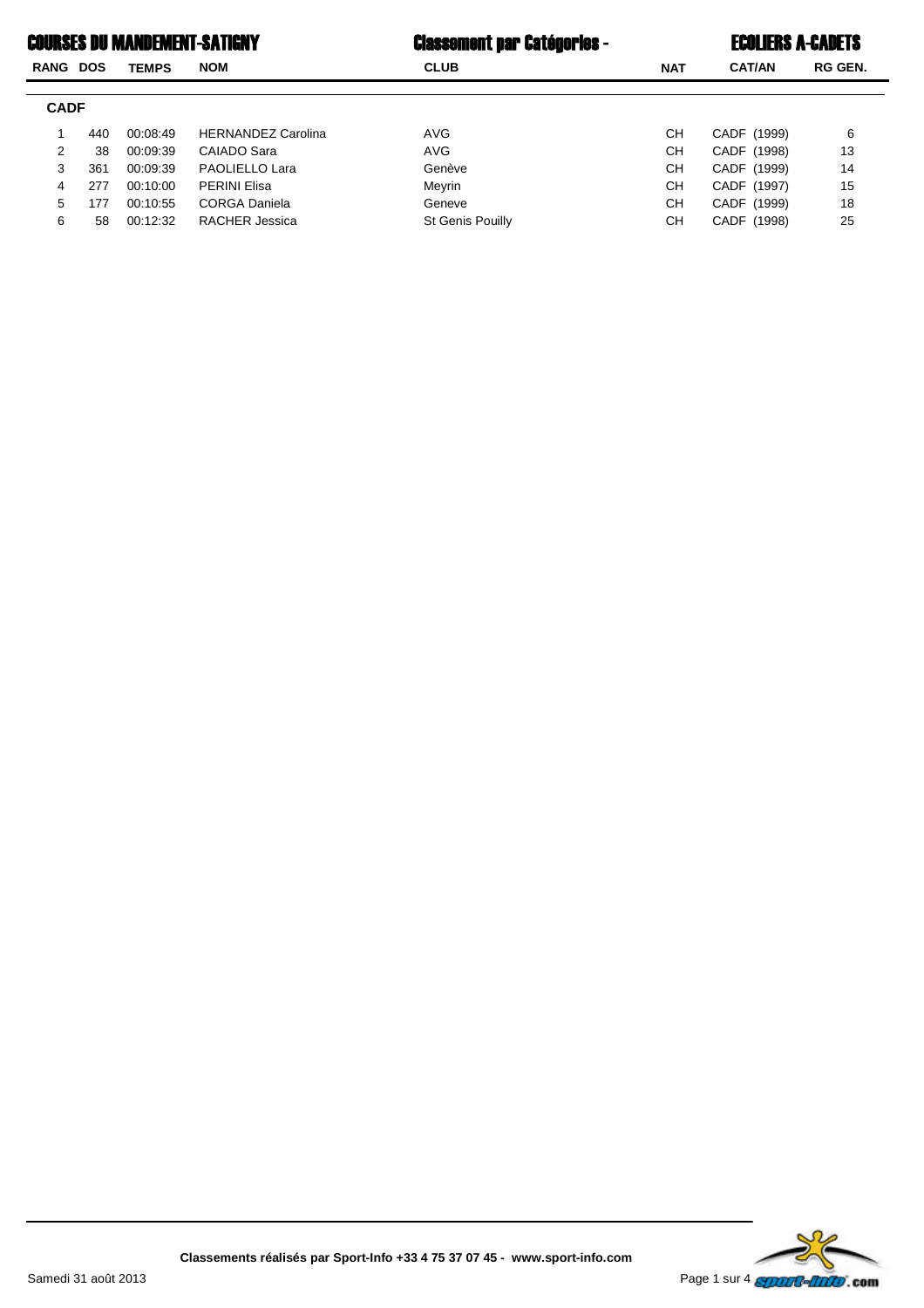# COURSES DU MANDEMENT-SATIGNY

## Classement par Catégories - ECOLIERS A-CADETS

### CADF

| RANG | DOS | TEMPS | NOM | CLUB | NAT | CAT/AN | RG GEN. |
|---|---|---|---|---|---|---|---|
| 1 | 440 | 00:08:49 | HERNANDEZ Carolina | AVG | CH | CADF (1999) | 6 |
| 2 | 38 | 00:09:39 | CAIADO Sara | AVG | CH | CADF (1998) | 13 |
| 3 | 361 | 00:09:39 | PAOLIELLO Lara | Genève | CH | CADF (1999) | 14 |
| 4 | 277 | 00:10:00 | PERINI Elisa | Meyrin | CH | CADF (1997) | 15 |
| 5 | 177 | 00:10:55 | CORGA Daniela | Geneve | CH | CADF (1999) | 18 |
| 6 | 58 | 00:12:32 | RACHER Jessica | St Genis Pouilly | CH | CADF (1998) | 25 |

Classements réalisés par Sport-Info +33 4 75 37 07 45 - www.sport-info.com

Samedi 31 août 2013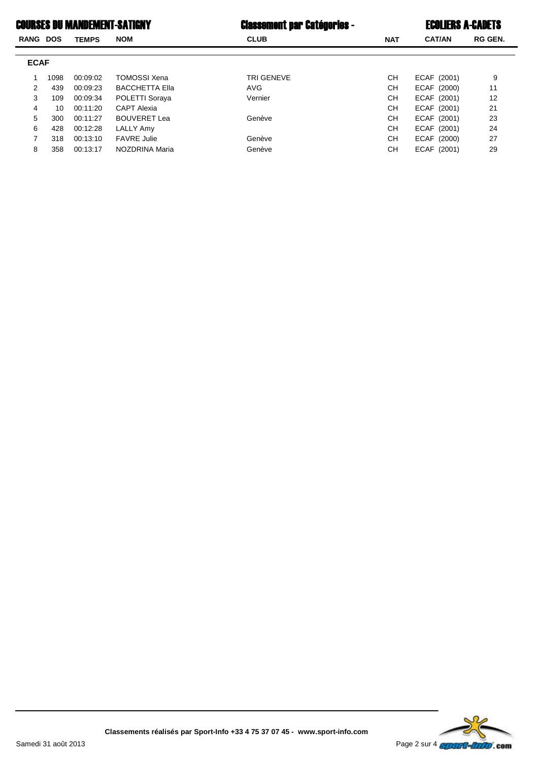# COURSES DU MANDEMENT-SATIGNY

## Classement par Catégories - ECOLIERS A-CADETS

### ECAF

| RANG | DOS | TEMPS | NOM | CLUB | NAT | CAT/AN | RG GEN. |
|---|---|---|---|---|---|---|---|
| 1 | 1098 | 00:09:02 | TOMOSSI Xena | TRI GENEVE | CH | ECAF (2001) | 9 |
| 2 | 439 | 00:09:23 | BACCHETTA Ella | AVG | CH | ECAF (2000) | 11 |
| 3 | 109 | 00:09:34 | POLETTI Soraya | Vernier | CH | ECAF (2001) | 12 |
| 4 | 10 | 00:11:20 | CAPT Alexia | | CH | ECAF (2001) | 21 |
| 5 | 300 | 00:11:27 | BOUVERET Lea | Genève | CH | ECAF (2001) | 23 |
| 6 | 428 | 00:12:28 | LALLY Amy | | CH | ECAF (2001) | 24 |
| 7 | 318 | 00:13:10 | FAVRE Julie | Genève | CH | ECAF (2000) | 27 |
| 8 | 358 | 00:13:17 | NOZDRINA Maria | Genève | CH | ECAF (2001) | 29 |

Classements réalisés par Sport-Info +33 4 75 37 07 45 - www.sport-info.com

Samedi 31 août 2013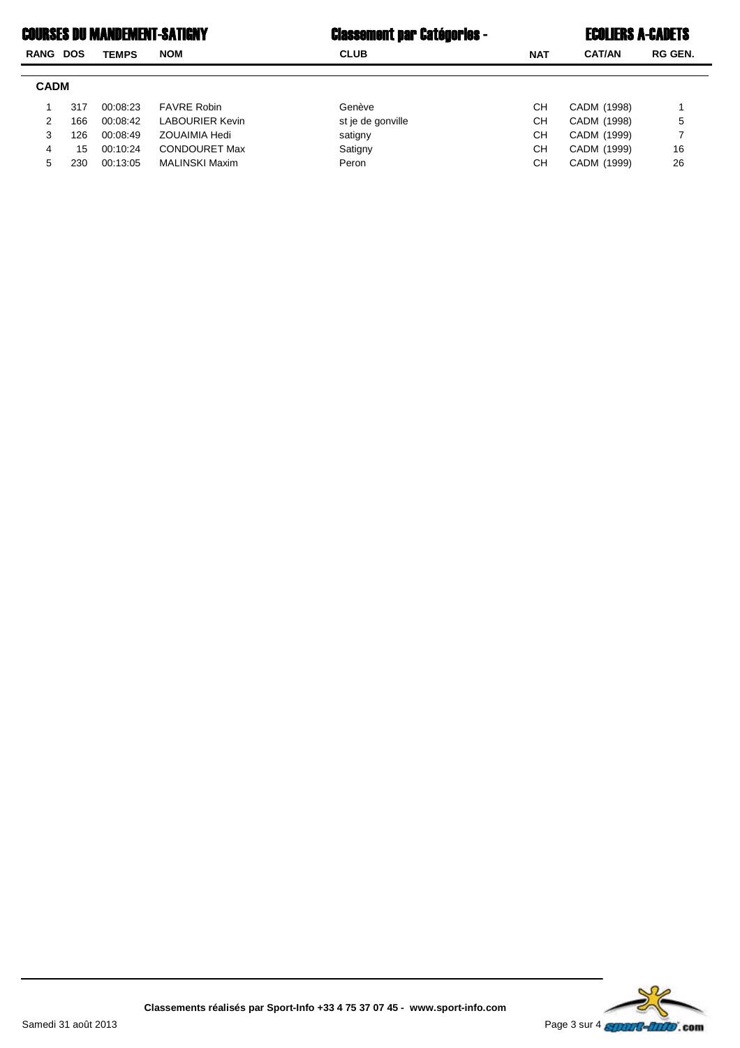## CADM

| RANG | DOS | TEMPS | NOM | CLUB | NAT | CAT/AN | RG GEN. |
|---|---|---|---|---|---|---|---|
| 1 | 317 | 00:08:23 | FAVRE Robin | Genève | CH | CADM (1998) | 1 |
| 2 | 166 | 00:08:42 | LABOURIER Kevin | st je de gonville | CH | CADM (1998) | 5 |
| 3 | 126 | 00:08:49 | ZOUAIMIA Hedi | satigny | CH | CADM (1999) | 7 |
| 4 | 15 | 00:10:24 | CONDOURET Max | Satigny | CH | CADM (1999) | 16 |
| 5 | 230 | 00:13:05 | MALINSKI Maxim | Peron | CH | CADM (1999) | 26 |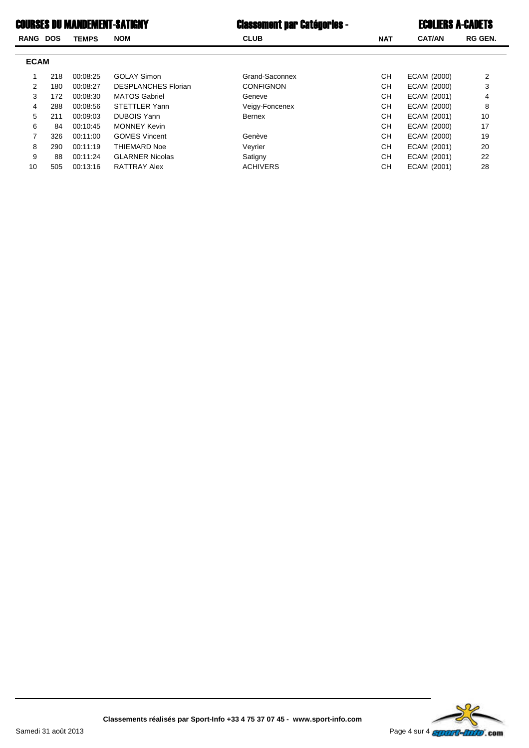## ECAM

| RANG | DOS | TEMPS | NOM | CLUB | NAT | CAT/AN | RG GEN. |
|---|---|---|---|---|---|---|---|
| 1 | 218 | 00:08:25 | GOLAY Simon | Grand-Saconnex | CH | ECAM (2000) | 2 |
| 2 | 180 | 00:08:27 | DESPLANCHES Florian | CONFIGNON | CH | ECAM (2000) | 3 |
| 3 | 172 | 00:08:30 | MATOS Gabriel | Geneve | CH | ECAM (2001) | 4 |
| 4 | 288 | 00:08:56 | STETTLER Yann | Veigy-Foncenex | CH | ECAM (2000) | 8 |
| 5 | 211 | 00:09:03 | DUBOIS Yann | Bernex | CH | ECAM (2001) | 10 |
| 6 | 84 | 00:10:45 | MONNEY Kevin | | CH | ECAM (2000) | 17 |
| 7 | 326 | 00:11:00 | GOMES Vincent | Genève | CH | ECAM (2000) | 19 |
| 8 | 290 | 00:11:19 | THIEMARD Noe | Veyrier | CH | ECAM (2001) | 20 |
| 9 | 88 | 00:11:24 | GLARNER Nicolas | Satigny | CH | ECAM (2001) | 22 |
| 10 | 505 | 00:13:16 | RATTRAY Alex | ACHIVERS | CH | ECAM (2001) | 28 |